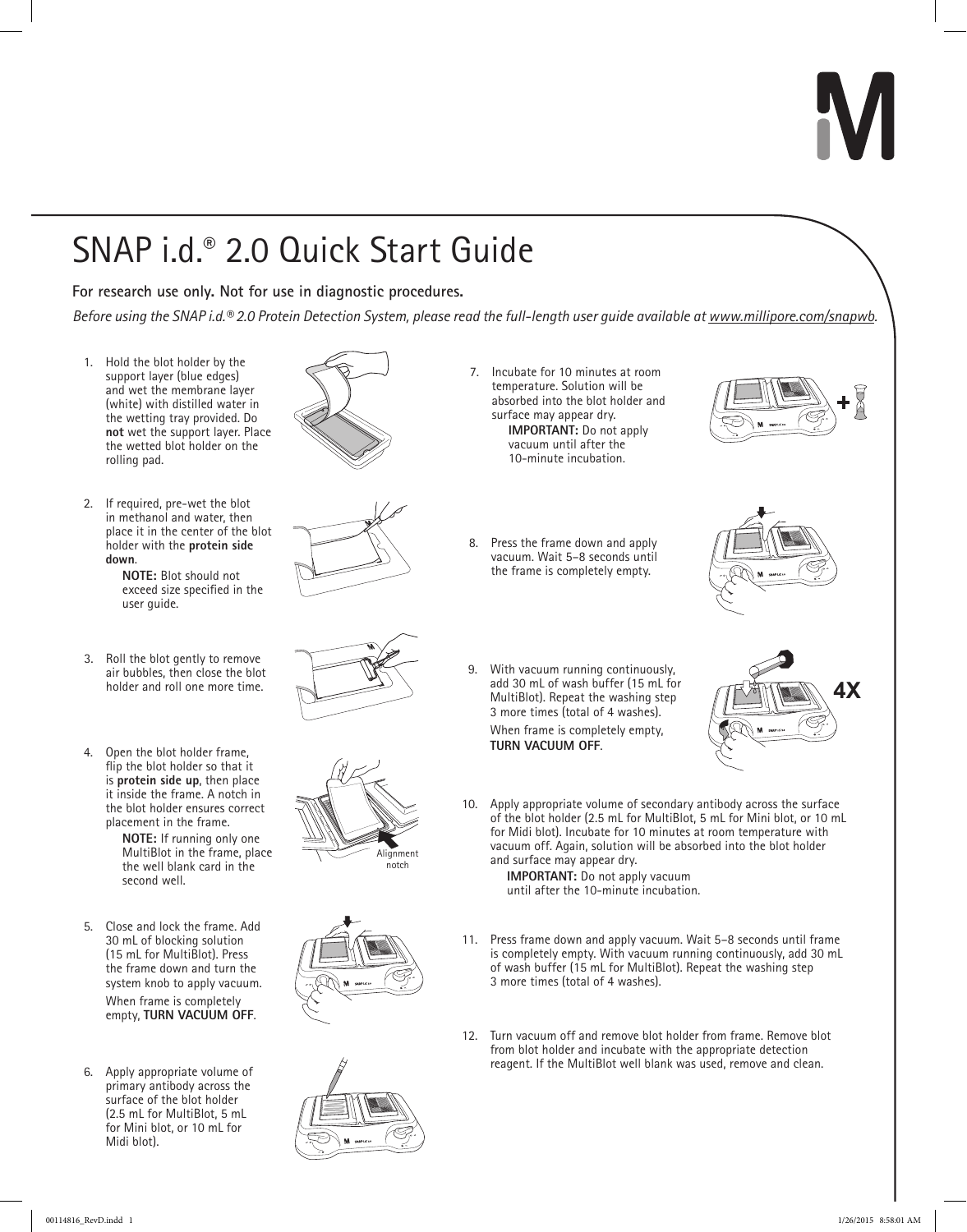# SNAP i.d.® 2.0 Quick Start Guide

**For research use only. Not for use in diagnostic procedures.**

*Before using the SNAP i.d.® 2.0 Protein Detection System, please read the full-length user guide available at www.millipore.com/snapwb.*

1. Hold the blot holder by the support layer (blue edges) and wet the membrane layer (white) with distilled water in the wetting tray provided. Do **not** wet the support layer. Place the wetted blot holder on the rolling pad.

2. If required, pre-wet the blot in methanol and water, then place it in the center of the blot holder with the **protein side down**.

   **NOTE:** Blot should not exceed size specified in the user guide.

3. Roll the blot gently to remove air bubbles, then close the blot holder and roll one more time.

4. Open the blot holder frame, flip the blot holder so that it is **protein side up**, then place it inside the frame. A notch in the blot holder ensures correct placement in the frame.

   **NOTE:** If running only one MultiBlot in the frame, place the well blank card in the second well.

   Alignment notch

5. Close and lock the frame. Add 30 mL of blocking solution (15 mL for MultiBlot). Press the frame down and turn the system knob to apply vacuum.

   When frame is completely empty, **TURN VACUUM OFF**.

6. Apply appropriate volume of primary antibody across the surface of the blot holder (2.5 mL for MultiBlot, 5 mL for Mini blot, or 10 mL for Midi blot).

7. Incubate for 10 minutes at room temperature. Solution will be absorbed into the blot holder and surface may appear dry.

   **IMPORTANT:** Do not apply vacuum until after the 10-minute incubation.

8. Press the frame down and apply vacuum. Wait 5–8 seconds until the frame is completely empty.

9. With vacuum running continuously, add 30 mL of wash buffer (15 mL for MultiBlot). Repeat the washing step 3 more times (total of 4 washes).

   When frame is completely empty, **TURN VACUUM OFF**.

   4X

10. Apply appropriate volume of secondary antibody across the surface of the blot holder (2.5 mL for MultiBlot, 5 mL for Mini blot, or 10 mL for Midi blot). Incubate for 10 minutes at room temperature with vacuum off. Again, solution will be absorbed into the blot holder and surface may appear dry.

    **IMPORTANT:** Do not apply vacuum until after the 10-minute incubation.

11. Press frame down and apply vacuum. Wait 5–8 seconds until frame is completely empty. With vacuum running continuously, add 30 mL of wash buffer (15 mL for MultiBlot). Repeat the washing step 3 more times (total of 4 washes).

12. Turn vacuum off and remove blot holder from frame. Remove blot from blot holder and incubate with the appropriate detection reagent. If the MultiBlot well blank was used, remove and clean.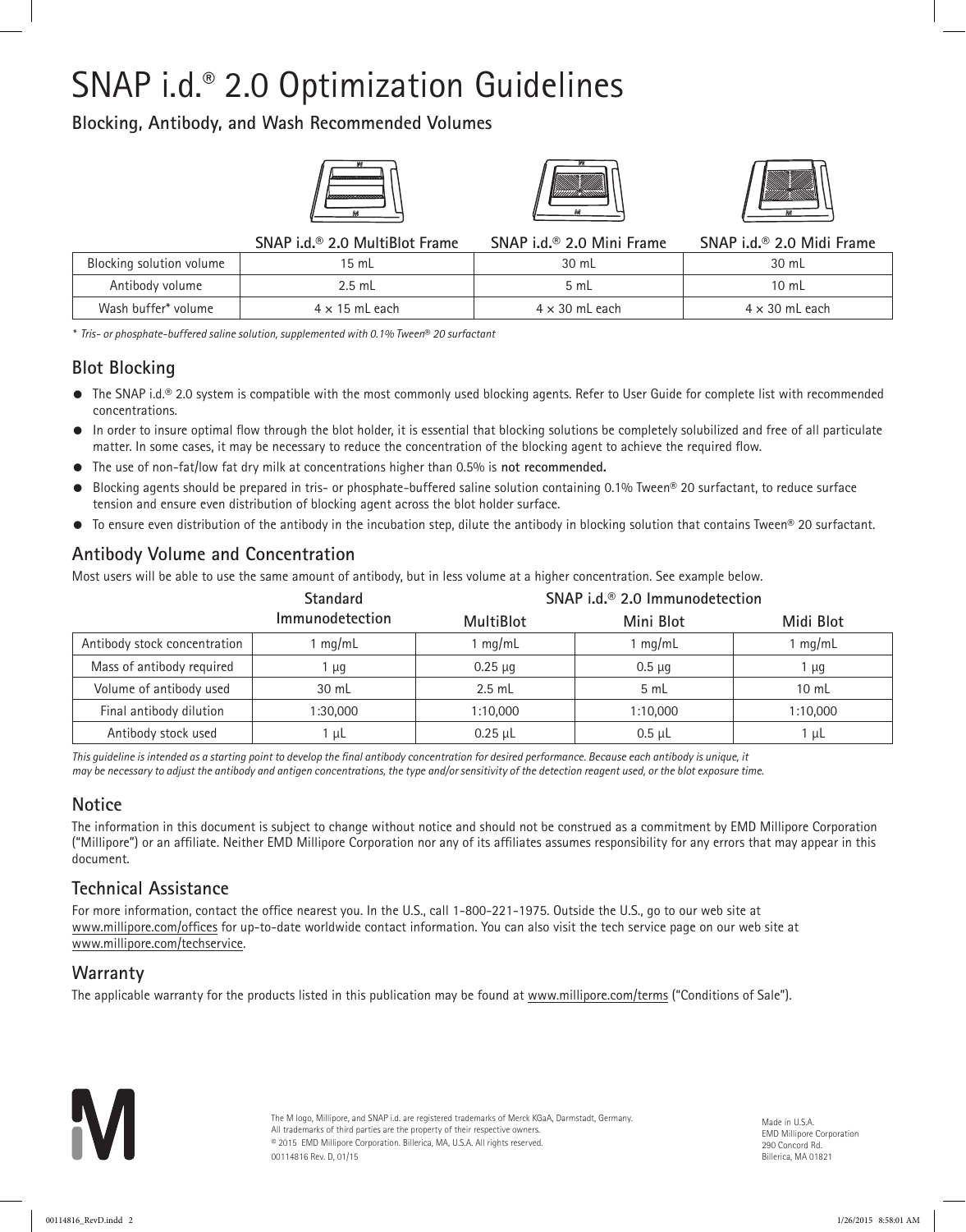# SNAP i.d.® 2.0 Optimization Guidelines

## Blocking, Antibody, and Wash Recommended Volumes

| | SNAP i.d.® 2.0 MultiBlot Frame | SNAP i.d.® 2.0 Mini Frame | SNAP i.d.® 2.0 Midi Frame |
|---|---|---|---|
| Blocking solution volume | 15 mL | 30 mL | 30 mL |
| Antibody volume | 2.5 mL | 5 mL | 10 mL |
| Wash buffer* volume | 4 × 15 mL each | 4 × 30 mL each | 4 × 30 mL each |

*\* Tris- or phosphate-buffered saline solution, supplemented with 0.1% Tween® 20 surfactant*

### Blot Blocking

- The SNAP i.d.® 2.0 system is compatible with the most commonly used blocking agents. Refer to User Guide for complete list with recommended concentrations.
- In order to insure optimal flow through the blot holder, it is essential that blocking solutions be completely solubilized and free of all particulate matter. In some cases, it may be necessary to reduce the concentration of the blocking agent to achieve the required flow.
- The use of non-fat/low fat dry milk at concentrations higher than 0.5% is **not recommended.**
- Blocking agents should be prepared in tris- or phosphate-buffered saline solution containing 0.1% Tween® 20 surfactant, to reduce surface tension and ensure even distribution of blocking agent across the blot holder surface.
- To ensure even distribution of the antibody in the incubation step, dilute the antibody in blocking solution that contains Tween® 20 surfactant.

### Antibody Volume and Concentration

Most users will be able to use the same amount of antibody, but in less volume at a higher concentration. See example below.

| | Standard Immunodetection | SNAP i.d.® 2.0 Immunodetection | | |
|---|---|---|---|---|
| | | MultiBlot | Mini Blot | Midi Blot |
| Antibody stock concentration | 1 mg/mL | 1 mg/mL | 1 mg/mL | 1 mg/mL |
| Mass of antibody required | 1 µg | 0.25 µg | 0.5 µg | 1 µg |
| Volume of antibody used | 30 mL | 2.5 mL | 5 mL | 10 mL |
| Final antibody dilution | 1:30,000 | 1:10,000 | 1:10,000 | 1:10,000 |
| Antibody stock used | 1 µL | 0.25 µL | 0.5 µL | 1 µL |

*This guideline is intended as a starting point to develop the final antibody concentration for desired performance. Because each antibody is unique, it may be necessary to adjust the antibody and antigen concentrations, the type and/or sensitivity of the detection reagent used, or the blot exposure time.*

### Notice

The information in this document is subject to change without notice and should not be construed as a commitment by EMD Millipore Corporation ("Millipore") or an affiliate. Neither EMD Millipore Corporation nor any of its affiliates assumes responsibility for any errors that may appear in this document.

### Technical Assistance

For more information, contact the office nearest you. In the U.S., call 1-800-221-1975. Outside the U.S., go to our web site at www.millipore.com/offices for up-to-date worldwide contact information. You can also visit the tech service page on our web site at www.millipore.com/techservice.

### Warranty

The applicable warranty for the products listed in this publication may be found at www.millipore.com/terms ("Conditions of Sale").

The M logo, Millipore, and SNAP i.d. are registered trademarks of Merck KGaA, Darmstadt, Germany.
All trademarks of third parties are the property of their respective owners.
© 2015 EMD Millipore Corporation. Billerica, MA, U.S.A. All rights reserved.
00114816 Rev. D, 01/15

Made in U.S.A.
EMD Millipore Corporation
290 Concord Rd.
Billerica, MA 01821